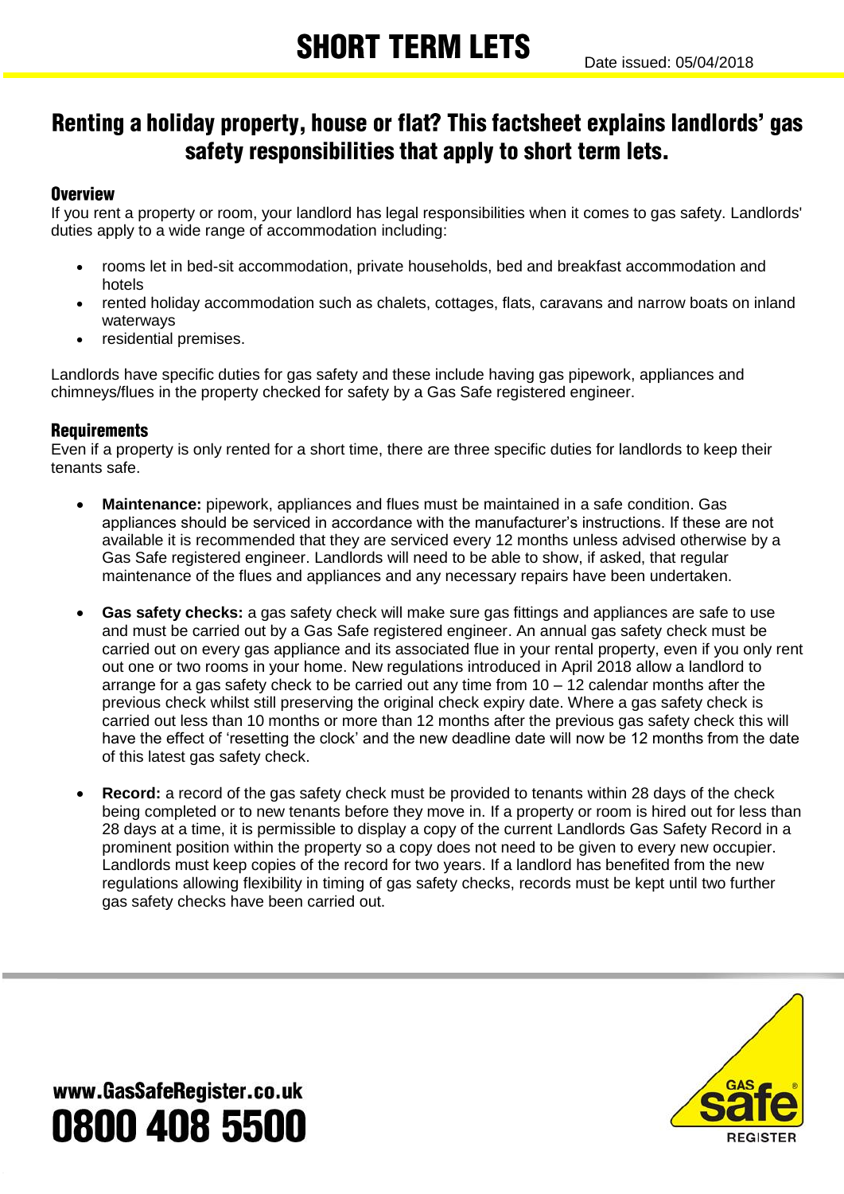# SHORT TERM LETS

Date issued: 05/04/2018

## Renting a holiday property, house or flat? This factsheet explains landlords' gas safety responsibilities that apply to short term lets.

### Overview

If you rent a property or room, your landlord has legal responsibilities when it comes to gas safety. Landlords' duties apply to a wide range of accommodation including:

- rooms let in bed-sit accommodation, private households, bed and breakfast accommodation and hotels
- rented holiday accommodation such as chalets, cottages, flats, caravans and narrow boats on inland waterways
- residential premises.

Landlords have specific duties for gas safety and these include having gas pipework, appliances and chimneys/flues in the property checked for safety by a Gas Safe registered engineer.

### Requirements

Even if a property is only rented for a short time, there are three specific duties for landlords to keep their tenants safe.

- **Maintenance:** pipework, appliances and flues must be maintained in a safe condition. Gas appliances should be serviced in accordance with the manufacturer's instructions. If these are not available it is recommended that they are serviced every 12 months unless advised otherwise by a Gas Safe registered engineer. Landlords will need to be able to show, if asked, that regular maintenance of the flues and appliances and any necessary repairs have been undertaken.

- **Gas safety checks:** a gas safety check will make sure gas fittings and appliances are safe to use and must be carried out by a Gas Safe registered engineer. An annual gas safety check must be carried out on every gas appliance and its associated flue in your rental property, even if you only rent out one or two rooms in your home. New regulations introduced in April 2018 allow a landlord to arrange for a gas safety check to be carried out any time from 10 – 12 calendar months after the previous check whilst still preserving the original check expiry date. Where a gas safety check is carried out less than 10 months or more than 12 months after the previous gas safety check this will have the effect of 'resetting the clock' and the new deadline date will now be 12 months from the date of this latest gas safety check.

- **Record:** a record of the gas safety check must be provided to tenants within 28 days of the check being completed or to new tenants before they move in. If a property or room is hired out for less than 28 days at a time, it is permissible to display a copy of the current Landlords Gas Safety Record in a prominent position within the property so a copy does not need to be given to every new occupier. Landlords must keep copies of the record for two years. If a landlord has benefited from the new regulations allowing flexibility in timing of gas safety checks, records must be kept until two further gas safety checks have been carried out.

www.GasSafeRegister.co.uk
0800 408 5500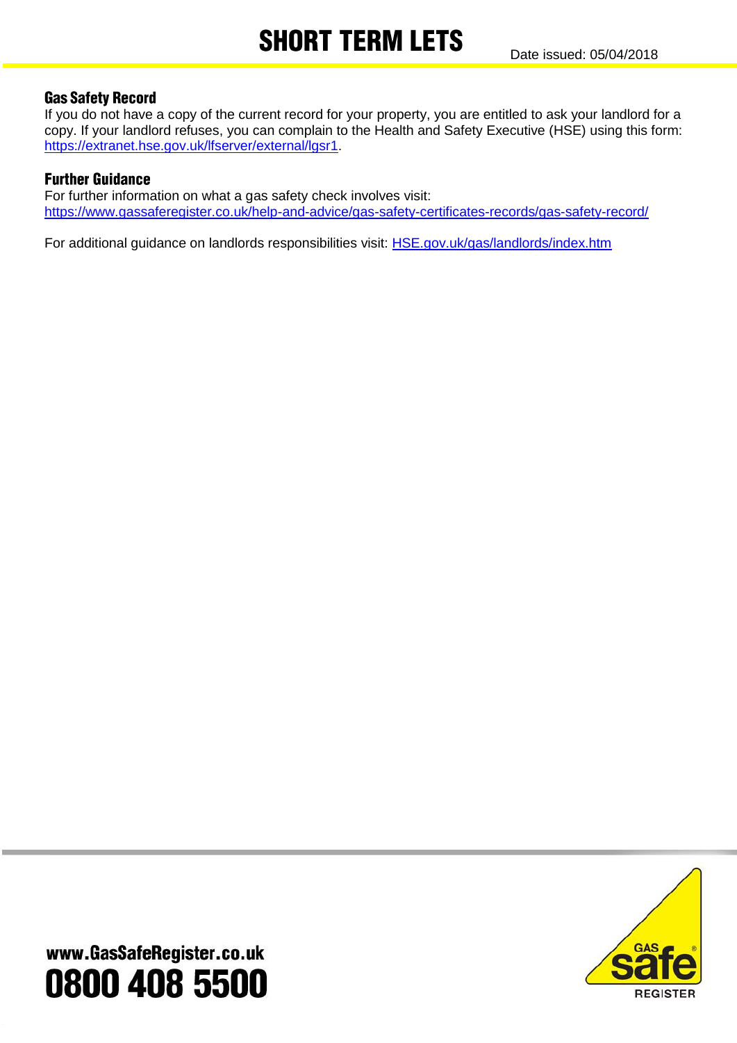# SHORT TERM LETS

Date issued: 05/04/2018

## Gas Safety Record

If you do not have a copy of the current record for your property, you are entitled to ask your landlord for a copy. If your landlord refuses, you can complain to the Health and Safety Executive (HSE) using this form: https://extranet.hse.gov.uk/lfserver/external/lgsr1.

## Further Guidance

For further information on what a gas safety check involves visit:
https://www.gassaferegister.co.uk/help-and-advice/gas-safety-certificates-records/gas-safety-record/

For additional guidance on landlords responsibilities visit: HSE.gov.uk/gas/landlords/index.htm

**www.GasSafeRegister.co.uk**
**0800 408 5500**

GAS safe REGISTER